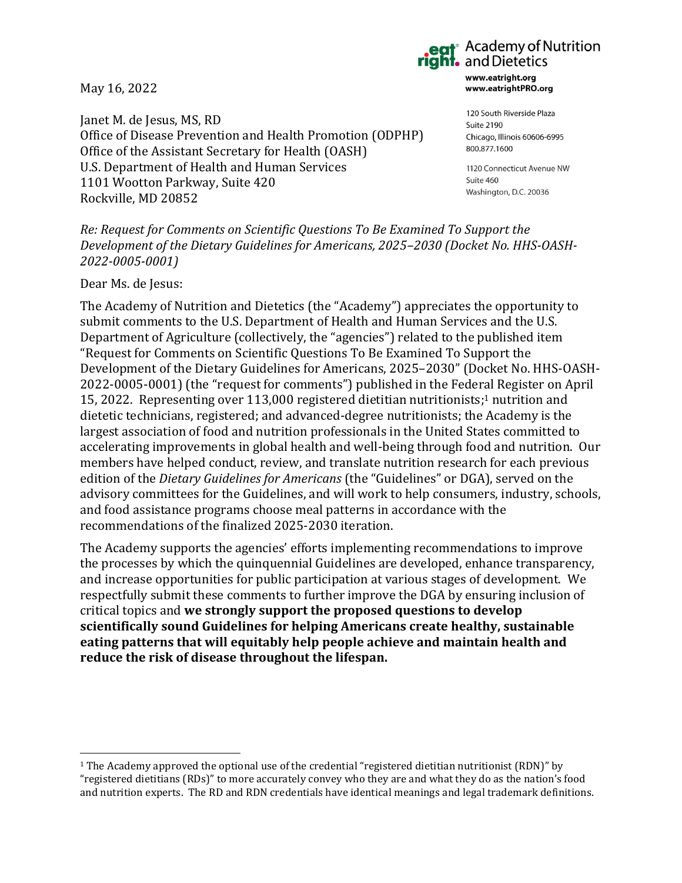Academy of Nutrition and Dietetics

www.eatright.org
www.eatrightPRO.org

120 South Riverside Plaza
Suite 2190
Chicago, Illinois 60606-6995
800.877.1600

1120 Connecticut Avenue NW
Suite 460
Washington, D.C. 20036

May 16, 2022

Janet M. de Jesus, MS, RD
Office of Disease Prevention and Health Promotion (ODPHP)
Office of the Assistant Secretary for Health (OASH)
U.S. Department of Health and Human Services
1101 Wootton Parkway, Suite 420
Rockville, MD 20852

*Re: Request for Comments on Scientific Questions To Be Examined To Support the Development of the Dietary Guidelines for Americans, 2025–2030 (Docket No. HHS-OASH-2022-0005-0001)*

Dear Ms. de Jesus:

The Academy of Nutrition and Dietetics (the "Academy") appreciates the opportunity to submit comments to the U.S. Department of Health and Human Services and the U.S. Department of Agriculture (collectively, the "agencies") related to the published item "Request for Comments on Scientific Questions To Be Examined To Support the Development of the Dietary Guidelines for Americans, 2025–2030" (Docket No. HHS-OASH-2022-0005-0001) (the "request for comments") published in the Federal Register on April 15, 2022. Representing over 113,000 registered dietitian nutritionists;[1] nutrition and dietetic technicians, registered; and advanced-degree nutritionists; the Academy is the largest association of food and nutrition professionals in the United States committed to accelerating improvements in global health and well-being through food and nutrition. Our members have helped conduct, review, and translate nutrition research for each previous edition of the *Dietary Guidelines for Americans* (the "Guidelines" or DGA), served on the advisory committees for the Guidelines, and will work to help consumers, industry, schools, and food assistance programs choose meal patterns in accordance with the recommendations of the finalized 2025-2030 iteration.

The Academy supports the agencies' efforts implementing recommendations to improve the processes by which the quinquennial Guidelines are developed, enhance transparency, and increase opportunities for public participation at various stages of development. We respectfully submit these comments to further improve the DGA by ensuring inclusion of critical topics and **we strongly support the proposed questions to develop scientifically sound Guidelines for helping Americans create healthy, sustainable eating patterns that will equitably help people achieve and maintain health and reduce the risk of disease throughout the lifespan.**

[1] The Academy approved the optional use of the credential "registered dietitian nutritionist (RDN)" by "registered dietitians (RDs)" to more accurately convey who they are and what they do as the nation's food and nutrition experts. The RD and RDN credentials have identical meanings and legal trademark definitions.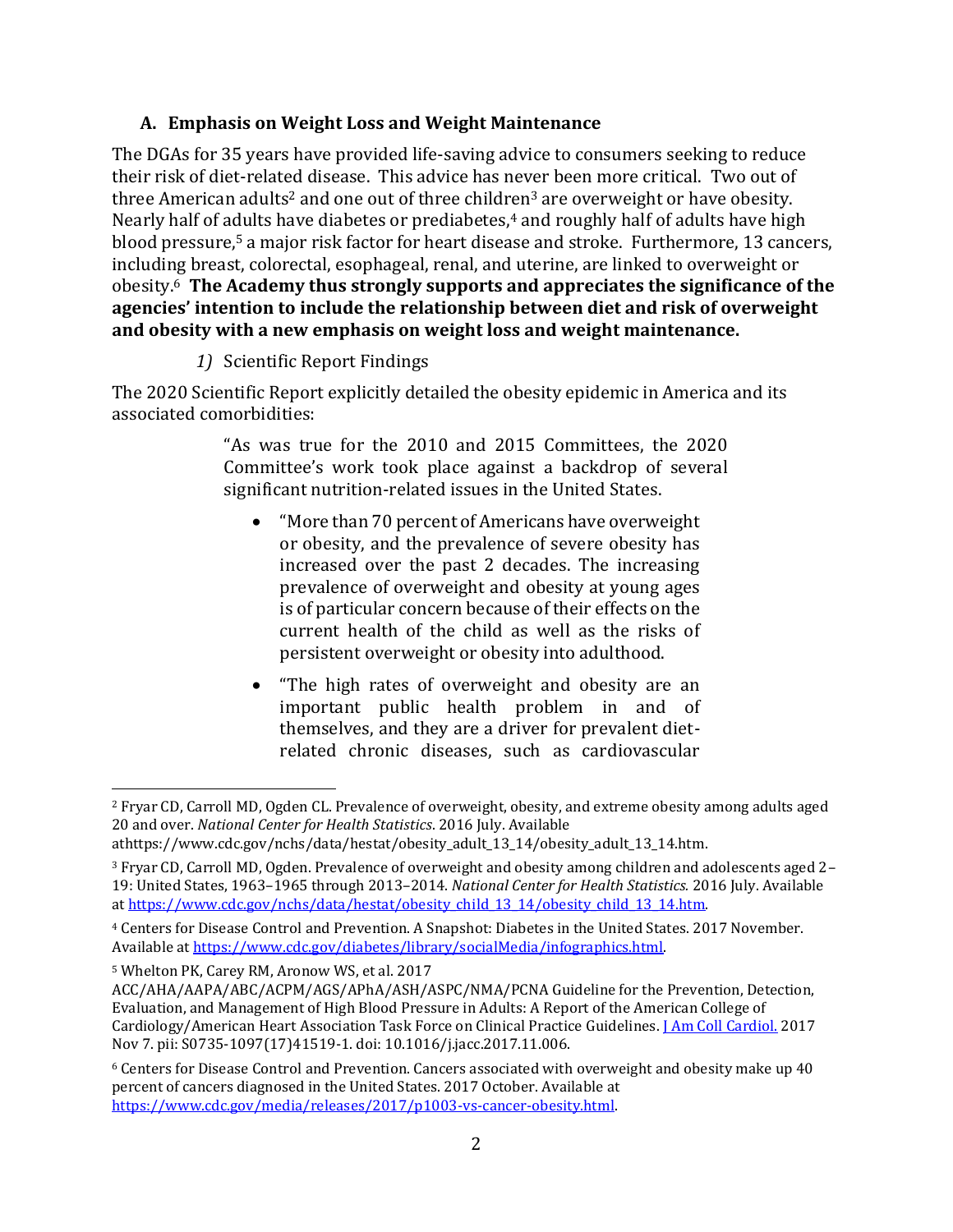### A. Emphasis on Weight Loss and Weight Maintenance

The DGAs for 35 years have provided life-saving advice to consumers seeking to reduce their risk of diet-related disease. This advice has never been more critical. Two out of three American adults[2] and one out of three children[3] are overweight or have obesity. Nearly half of adults have diabetes or prediabetes,[4] and roughly half of adults have high blood pressure,[5] a major risk factor for heart disease and stroke. Furthermore, 13 cancers, including breast, colorectal, esophageal, renal, and uterine, are linked to overweight or obesity.[6] **The Academy thus strongly supports and appreciates the significance of the agencies' intention to include the relationship between diet and risk of overweight and obesity with a new emphasis on weight loss and weight maintenance.**

*1)* Scientific Report Findings

The 2020 Scientific Report explicitly detailed the obesity epidemic in America and its associated comorbidities:

> "As was true for the 2010 and 2015 Committees, the 2020 Committee's work took place against a backdrop of several significant nutrition-related issues in the United States.
>
> - "More than 70 percent of Americans have overweight or obesity, and the prevalence of severe obesity has increased over the past 2 decades. The increasing prevalence of overweight and obesity at young ages is of particular concern because of their effects on the current health of the child as well as the risks of persistent overweight or obesity into adulthood.
> - "The high rates of overweight and obesity are an important public health problem in and of themselves, and they are a driver for prevalent diet-related chronic diseases, such as cardiovascular

---

[2] Fryar CD, Carroll MD, Ogden CL. Prevalence of overweight, obesity, and extreme obesity among adults aged 20 and over. *National Center for Health Statistics*. 2016 July. Available athttps://www.cdc.gov/nchs/data/hestat/obesity_adult_13_14/obesity_adult_13_14.htm.

[3] Fryar CD, Carroll MD, Ogden. Prevalence of overweight and obesity among children and adolescents aged 2–19: United States, 1963–1965 through 2013–2014. *National Center for Health Statistics.* 2016 July. Available at https://www.cdc.gov/nchs/data/hestat/obesity_child_13_14/obesity_child_13_14.htm.

[4] Centers for Disease Control and Prevention. A Snapshot: Diabetes in the United States. 2017 November. Available at https://www.cdc.gov/diabetes/library/socialMedia/infographics.html.

[5] Whelton PK, Carey RM, Aronow WS, et al. 2017 ACC/AHA/AAPA/ABC/ACPM/AGS/APhA/ASH/ASPC/NMA/PCNA Guideline for the Prevention, Detection, Evaluation, and Management of High Blood Pressure in Adults: A Report of the American College of Cardiology/American Heart Association Task Force on Clinical Practice Guidelines. J Am Coll Cardiol. 2017 Nov 7. pii: S0735-1097(17)41519-1. doi: 10.1016/j.jacc.2017.11.006.

[6] Centers for Disease Control and Prevention. Cancers associated with overweight and obesity make up 40 percent of cancers diagnosed in the United States. 2017 October. Available at https://www.cdc.gov/media/releases/2017/p1003-vs-cancer-obesity.html.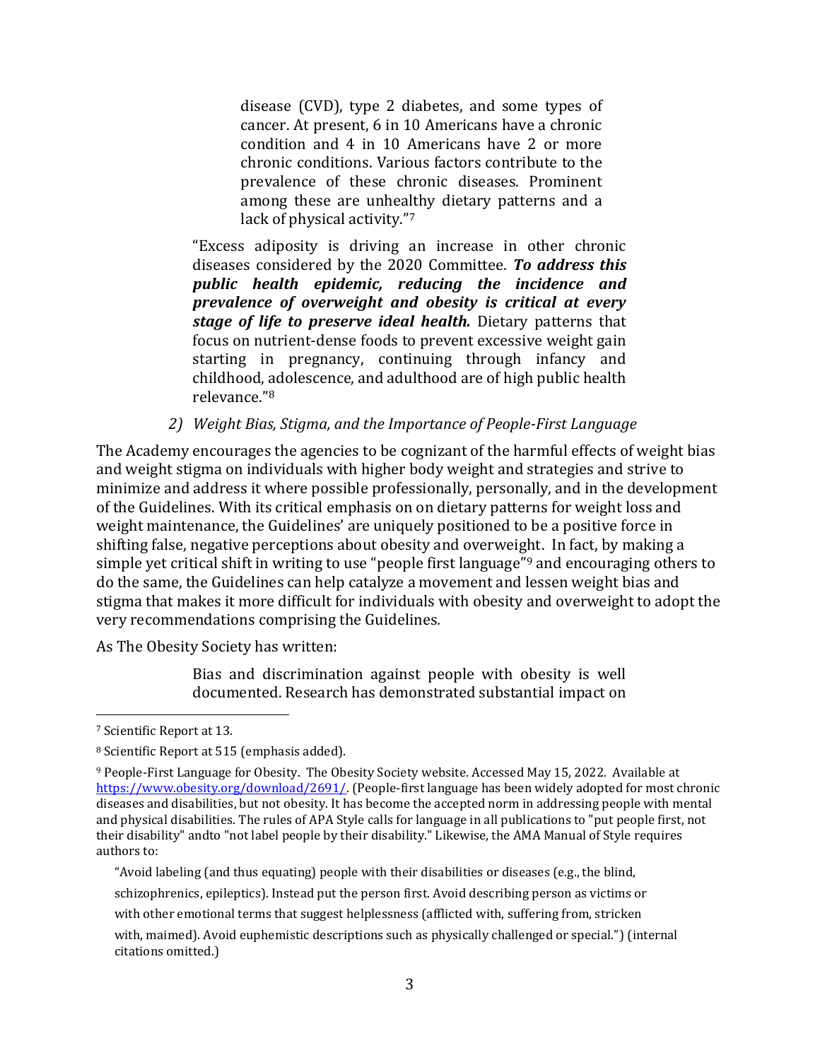> disease (CVD), type 2 diabetes, and some types of cancer. At present, 6 in 10 Americans have a chronic condition and 4 in 10 Americans have 2 or more chronic conditions. Various factors contribute to the prevalence of these chronic diseases. Prominent among these are unhealthy dietary patterns and a lack of physical activity."[7]

> "Excess adiposity is driving an increase in other chronic diseases considered by the 2020 Committee. ***To address this public health epidemic, reducing the incidence and prevalence of overweight and obesity is critical at every stage of life to preserve ideal health.*** Dietary patterns that focus on nutrient-dense foods to prevent excessive weight gain starting in pregnancy, continuing through infancy and childhood, adolescence, and adulthood are of high public health relevance."[8]

*2) Weight Bias, Stigma, and the Importance of People-First Language*

The Academy encourages the agencies to be cognizant of the harmful effects of weight bias and weight stigma on individuals with higher body weight and strategies and strive to minimize and address it where possible professionally, personally, and in the development of the Guidelines. With its critical emphasis on on dietary patterns for weight loss and weight maintenance, the Guidelines' are uniquely positioned to be a positive force in shifting false, negative perceptions about obesity and overweight. In fact, by making a simple yet critical shift in writing to use "people first language"[9] and encouraging others to do the same, the Guidelines can help catalyze a movement and lessen weight bias and stigma that makes it more difficult for individuals with obesity and overweight to adopt the very recommendations comprising the Guidelines.

As The Obesity Society has written:

> Bias and discrimination against people with obesity is well documented. Research has demonstrated substantial impact on

---

[7] Scientific Report at 13.

[8] Scientific Report at 515 (emphasis added).

[9] People-First Language for Obesity. The Obesity Society website. Accessed May 15, 2022. Available at https://www.obesity.org/download/2691/. (People-first language has been widely adopted for most chronic diseases and disabilities, but not obesity. It has become the accepted norm in addressing people with mental and physical disabilities. The rules of APA Style calls for language in all publications to "put people first, not their disability" andto "not label people by their disability." Likewise, the AMA Manual of Style requires authors to:

> "Avoid labeling (and thus equating) people with their disabilities or diseases (e.g., the blind, schizophrenics, epileptics). Instead put the person first. Avoid describing person as victims or with other emotional terms that suggest helplessness (afflicted with, suffering from, stricken with, maimed). Avoid euphemistic descriptions such as physically challenged or special.") (internal citations omitted.)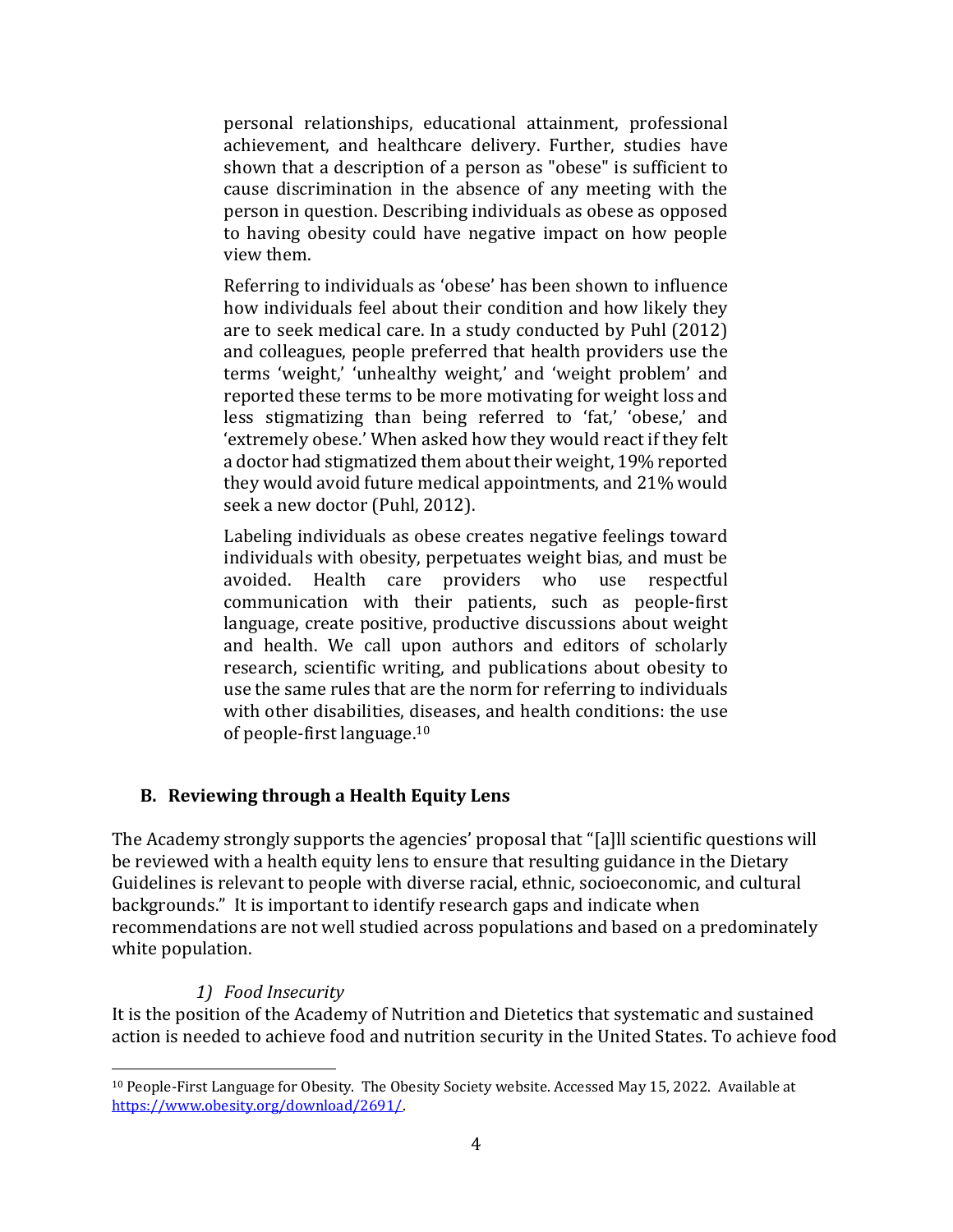> personal relationships, educational attainment, professional achievement, and healthcare delivery. Further, studies have shown that a description of a person as "obese" is sufficient to cause discrimination in the absence of any meeting with the person in question. Describing individuals as obese as opposed to having obesity could have negative impact on how people view them.
>
> Referring to individuals as 'obese' has been shown to influence how individuals feel about their condition and how likely they are to seek medical care. In a study conducted by Puhl (2012) and colleagues, people preferred that health providers use the terms 'weight,' 'unhealthy weight,' and 'weight problem' and reported these terms to be more motivating for weight loss and less stigmatizing than being referred to 'fat,' 'obese,' and 'extremely obese.' When asked how they would react if they felt a doctor had stigmatized them about their weight, 19% reported they would avoid future medical appointments, and 21% would seek a new doctor (Puhl, 2012).
>
> Labeling individuals as obese creates negative feelings toward individuals with obesity, perpetuates weight bias, and must be avoided. Health care providers who use respectful communication with their patients, such as people-first language, create positive, productive discussions about weight and health. We call upon authors and editors of scholarly research, scientific writing, and publications about obesity to use the same rules that are the norm for referring to individuals with other disabilities, diseases, and health conditions: the use of people-first language.[10]

### B. Reviewing through a Health Equity Lens

The Academy strongly supports the agencies' proposal that "[a]ll scientific questions will be reviewed with a health equity lens to ensure that resulting guidance in the Dietary Guidelines is relevant to people with diverse racial, ethnic, socioeconomic, and cultural backgrounds." It is important to identify research gaps and indicate when recommendations are not well studied across populations and based on a predominately white population.

#### *1) Food Insecurity*

It is the position of the Academy of Nutrition and Dietetics that systematic and sustained action is needed to achieve food and nutrition security in the United States. To achieve food

---

[10] People-First Language for Obesity. The Obesity Society website. Accessed May 15, 2022. Available at https://www.obesity.org/download/2691/.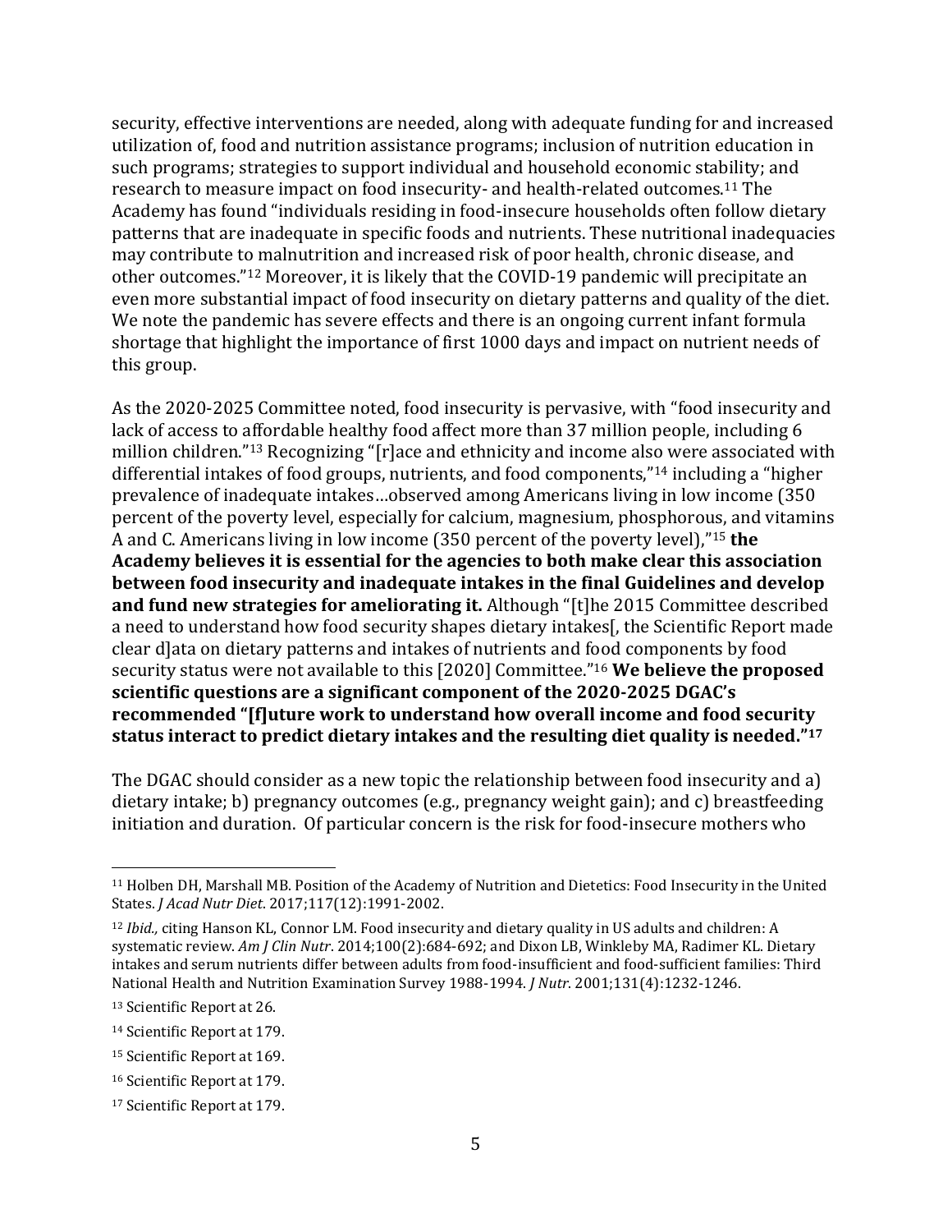security, effective interventions are needed, along with adequate funding for and increased utilization of, food and nutrition assistance programs; inclusion of nutrition education in such programs; strategies to support individual and household economic stability; and research to measure impact on food insecurity- and health-related outcomes.[11] The Academy has found "individuals residing in food-insecure households often follow dietary patterns that are inadequate in specific foods and nutrients. These nutritional inadequacies may contribute to malnutrition and increased risk of poor health, chronic disease, and other outcomes."[12] Moreover, it is likely that the COVID-19 pandemic will precipitate an even more substantial impact of food insecurity on dietary patterns and quality of the diet. We note the pandemic has severe effects and there is an ongoing current infant formula shortage that highlight the importance of first 1000 days and impact on nutrient needs of this group.

As the 2020-2025 Committee noted, food insecurity is pervasive, with "food insecurity and lack of access to affordable healthy food affect more than 37 million people, including 6 million children."[13] Recognizing "[r]ace and ethnicity and income also were associated with differential intakes of food groups, nutrients, and food components,"[14] including a "higher prevalence of inadequate intakes…observed among Americans living in low income (350 percent of the poverty level, especially for calcium, magnesium, phosphorous, and vitamins A and C. Americans living in low income (350 percent of the poverty level),"[15] **the Academy believes it is essential for the agencies to both make clear this association between food insecurity and inadequate intakes in the final Guidelines and develop and fund new strategies for ameliorating it.** Although "[t]he 2015 Committee described a need to understand how food security shapes dietary intakes[, the Scientific Report made clear d]ata on dietary patterns and intakes of nutrients and food components by food security status were not available to this [2020] Committee."[16] **We believe the proposed scientific questions are a significant component of the 2020-2025 DGAC's recommended "[f]uture work to understand how overall income and food security status interact to predict dietary intakes and the resulting diet quality is needed."[17]**

The DGAC should consider as a new topic the relationship between food insecurity and a) dietary intake; b) pregnancy outcomes (e.g., pregnancy weight gain); and c) breastfeeding initiation and duration. Of particular concern is the risk for food-insecure mothers who

---

[11] Holben DH, Marshall MB. Position of the Academy of Nutrition and Dietetics: Food Insecurity in the United States. *J Acad Nutr Diet*. 2017;117(12):1991-2002.

[12] *Ibid.,* citing Hanson KL, Connor LM. Food insecurity and dietary quality in US adults and children: A systematic review. *Am J Clin Nutr*. 2014;100(2):684-692; and Dixon LB, Winkleby MA, Radimer KL. Dietary intakes and serum nutrients differ between adults from food-insufficient and food-sufficient families: Third National Health and Nutrition Examination Survey 1988-1994. *J Nutr*. 2001;131(4):1232-1246.

[13] Scientific Report at 26.

[14] Scientific Report at 179.

[15] Scientific Report at 169.

[16] Scientific Report at 179.

[17] Scientific Report at 179.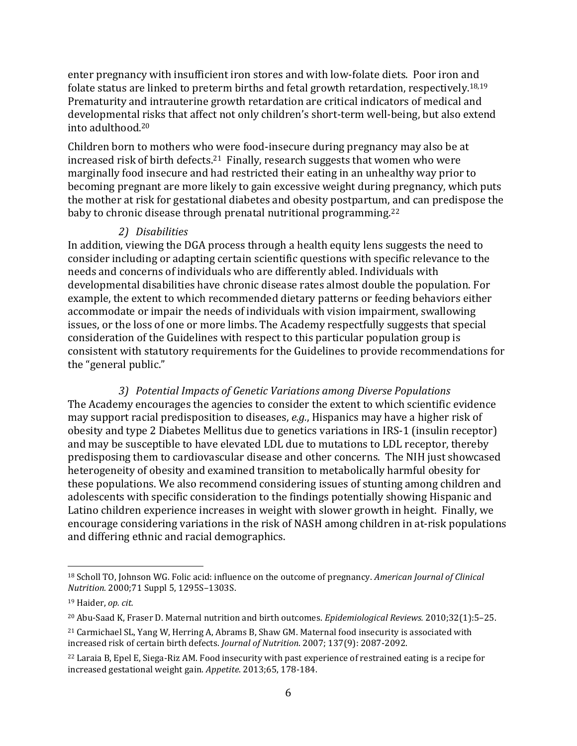enter pregnancy with insufficient iron stores and with low-folate diets. Poor iron and folate status are linked to preterm births and fetal growth retardation, respectively.[18,19] Prematurity and intrauterine growth retardation are critical indicators of medical and developmental risks that affect not only children's short-term well-being, but also extend into adulthood.[20]

Children born to mothers who were food-insecure during pregnancy may also be at increased risk of birth defects.[21] Finally, research suggests that women who were marginally food insecure and had restricted their eating in an unhealthy way prior to becoming pregnant are more likely to gain excessive weight during pregnancy, which puts the mother at risk for gestational diabetes and obesity postpartum, and can predispose the baby to chronic disease through prenatal nutritional programming.[22]

*2) Disabilities*

In addition, viewing the DGA process through a health equity lens suggests the need to consider including or adapting certain scientific questions with specific relevance to the needs and concerns of individuals who are differently abled. Individuals with developmental disabilities have chronic disease rates almost double the population. For example, the extent to which recommended dietary patterns or feeding behaviors either accommodate or impair the needs of individuals with vision impairment, swallowing issues, or the loss of one or more limbs. The Academy respectfully suggests that special consideration of the Guidelines with respect to this particular population group is consistent with statutory requirements for the Guidelines to provide recommendations for the "general public."

*3) Potential Impacts of Genetic Variations among Diverse Populations*

The Academy encourages the agencies to consider the extent to which scientific evidence may support racial predisposition to diseases, *e.g.*, Hispanics may have a higher risk of obesity and type 2 Diabetes Mellitus due to genetics variations in IRS-1 (insulin receptor) and may be susceptible to have elevated LDL due to mutations to LDL receptor, thereby predisposing them to cardiovascular disease and other concerns. The NIH just showcased heterogeneity of obesity and examined transition to metabolically harmful obesity for these populations. We also recommend considering issues of stunting among children and adolescents with specific consideration to the findings potentially showing Hispanic and Latino children experience increases in weight with slower growth in height. Finally, we encourage considering variations in the risk of NASH among children in at-risk populations and differing ethnic and racial demographics.

---

[18] Scholl TO, Johnson WG. Folic acid: influence on the outcome of pregnancy. *American Journal of Clinical Nutrition.* 2000;71 Suppl 5, 1295S–1303S.

[19] Haider, *op. cit.*

[20] Abu-Saad K, Fraser D. Maternal nutrition and birth outcomes. *Epidemiological Reviews.* 2010;32(1):5–25.

[21] Carmichael SL, Yang W, Herring A, Abrams B, Shaw GM. Maternal food insecurity is associated with increased risk of certain birth defects. *Journal of Nutrition*. 2007; 137(9): 2087-2092.

[22] Laraia B, Epel E, Siega-Riz AM. Food insecurity with past experience of restrained eating is a recipe for increased gestational weight gain. *Appetite*. 2013;65, 178-184.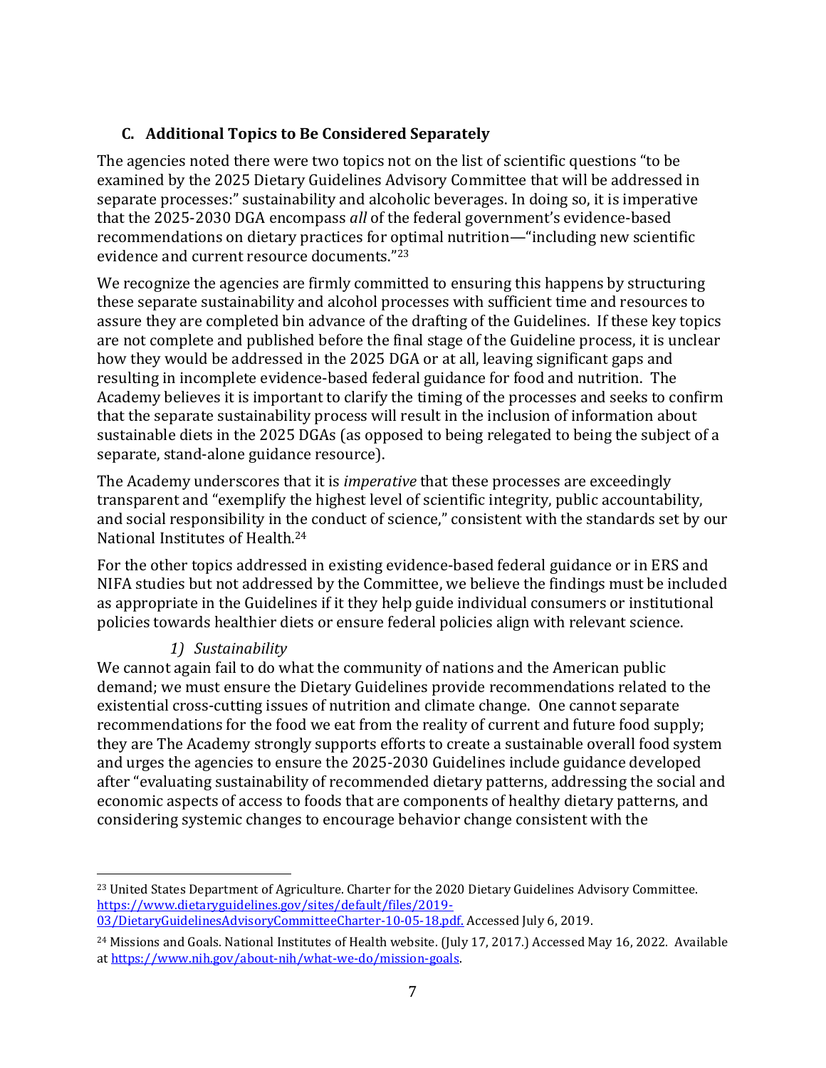## C. Additional Topics to Be Considered Separately

The agencies noted there were two topics not on the list of scientific questions "to be examined by the 2025 Dietary Guidelines Advisory Committee that will be addressed in separate processes:" sustainability and alcoholic beverages. In doing so, it is imperative that the 2025-2030 DGA encompass *all* of the federal government's evidence-based recommendations on dietary practices for optimal nutrition—"including new scientific evidence and current resource documents."[23]

We recognize the agencies are firmly committed to ensuring this happens by structuring these separate sustainability and alcohol processes with sufficient time and resources to assure they are completed bin advance of the drafting of the Guidelines. If these key topics are not complete and published before the final stage of the Guideline process, it is unclear how they would be addressed in the 2025 DGA or at all, leaving significant gaps and resulting in incomplete evidence-based federal guidance for food and nutrition. The Academy believes it is important to clarify the timing of the processes and seeks to confirm that the separate sustainability process will result in the inclusion of information about sustainable diets in the 2025 DGAs (as opposed to being relegated to being the subject of a separate, stand-alone guidance resource).

The Academy underscores that it is *imperative* that these processes are exceedingly transparent and "exemplify the highest level of scientific integrity, public accountability, and social responsibility in the conduct of science," consistent with the standards set by our National Institutes of Health.[24]

For the other topics addressed in existing evidence-based federal guidance or in ERS and NIFA studies but not addressed by the Committee, we believe the findings must be included as appropriate in the Guidelines if it they help guide individual consumers or institutional policies towards healthier diets or ensure federal policies align with relevant science.

### *1) Sustainability*

We cannot again fail to do what the community of nations and the American public demand; we must ensure the Dietary Guidelines provide recommendations related to the existential cross-cutting issues of nutrition and climate change. One cannot separate recommendations for the food we eat from the reality of current and future food supply; they are The Academy strongly supports efforts to create a sustainable overall food system and urges the agencies to ensure the 2025-2030 Guidelines include guidance developed after "evaluating sustainability of recommended dietary patterns, addressing the social and economic aspects of access to foods that are components of healthy dietary patterns, and considering systemic changes to encourage behavior change consistent with the

---

[23] United States Department of Agriculture. Charter for the 2020 Dietary Guidelines Advisory Committee. https://www.dietaryguidelines.gov/sites/default/files/2019-03/DietaryGuidelinesAdvisoryCommitteeCharter-10-05-18.pdf. Accessed July 6, 2019.

[24] Missions and Goals. National Institutes of Health website. (July 17, 2017.) Accessed May 16, 2022. Available at https://www.nih.gov/about-nih/what-we-do/mission-goals.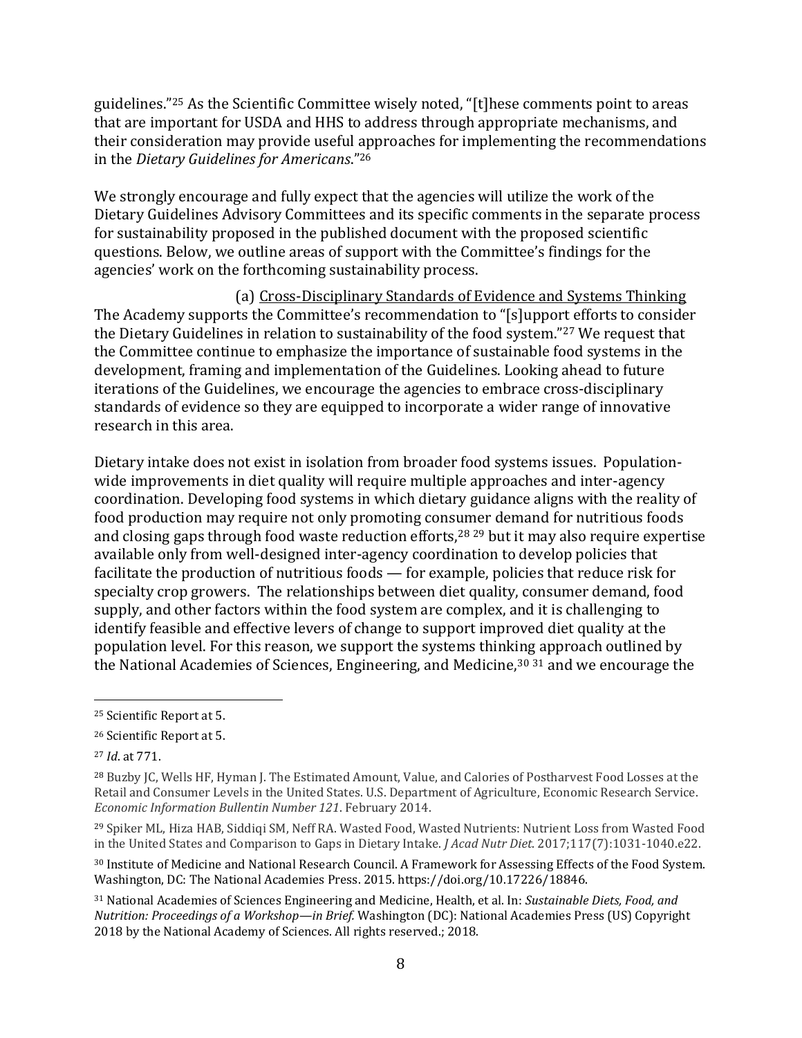guidelines."[25] As the Scientific Committee wisely noted, "[t]hese comments point to areas that are important for USDA and HHS to address through appropriate mechanisms, and their consideration may provide useful approaches for implementing the recommendations in the *Dietary Guidelines for Americans*."[26]

We strongly encourage and fully expect that the agencies will utilize the work of the Dietary Guidelines Advisory Committees and its specific comments in the separate process for sustainability proposed in the published document with the proposed scientific questions. Below, we outline areas of support with the Committee's findings for the agencies' work on the forthcoming sustainability process.

(a) Cross-Disciplinary Standards of Evidence and Systems Thinking

The Academy supports the Committee's recommendation to "[s]upport efforts to consider the Dietary Guidelines in relation to sustainability of the food system."[27] We request that the Committee continue to emphasize the importance of sustainable food systems in the development, framing and implementation of the Guidelines. Looking ahead to future iterations of the Guidelines, we encourage the agencies to embrace cross-disciplinary standards of evidence so they are equipped to incorporate a wider range of innovative research in this area.

Dietary intake does not exist in isolation from broader food systems issues. Population-wide improvements in diet quality will require multiple approaches and inter-agency coordination. Developing food systems in which dietary guidance aligns with the reality of food production may require not only promoting consumer demand for nutritious foods and closing gaps through food waste reduction efforts,[28] [29] but it may also require expertise available only from well-designed inter-agency coordination to develop policies that facilitate the production of nutritious foods — for example, policies that reduce risk for specialty crop growers. The relationships between diet quality, consumer demand, food supply, and other factors within the food system are complex, and it is challenging to identify feasible and effective levers of change to support improved diet quality at the population level. For this reason, we support the systems thinking approach outlined by the National Academies of Sciences, Engineering, and Medicine,[30] [31] and we encourage the

---

[25] Scientific Report at 5.

[26] Scientific Report at 5.

[27] *Id*. at 771.

[28] Buzby JC, Wells HF, Hyman J. The Estimated Amount, Value, and Calories of Postharvest Food Losses at the Retail and Consumer Levels in the United States. U.S. Department of Agriculture, Economic Research Service. *Economic Information Bullentin Number 121*. February 2014.

[29] Spiker ML, Hiza HAB, Siddiqi SM, Neff RA. Wasted Food, Wasted Nutrients: Nutrient Loss from Wasted Food in the United States and Comparison to Gaps in Dietary Intake. *J Acad Nutr Diet*. 2017;117(7):1031-1040.e22.

[30] Institute of Medicine and National Research Council. A Framework for Assessing Effects of the Food System. Washington, DC: The National Academies Press. 2015. https://doi.org/10.17226/18846.

[31] National Academies of Sciences Engineering and Medicine, Health, et al. In: *Sustainable Diets, Food, and Nutrition: Proceedings of a Workshop—in Brief.* Washington (DC): National Academies Press (US) Copyright 2018 by the National Academy of Sciences. All rights reserved.; 2018.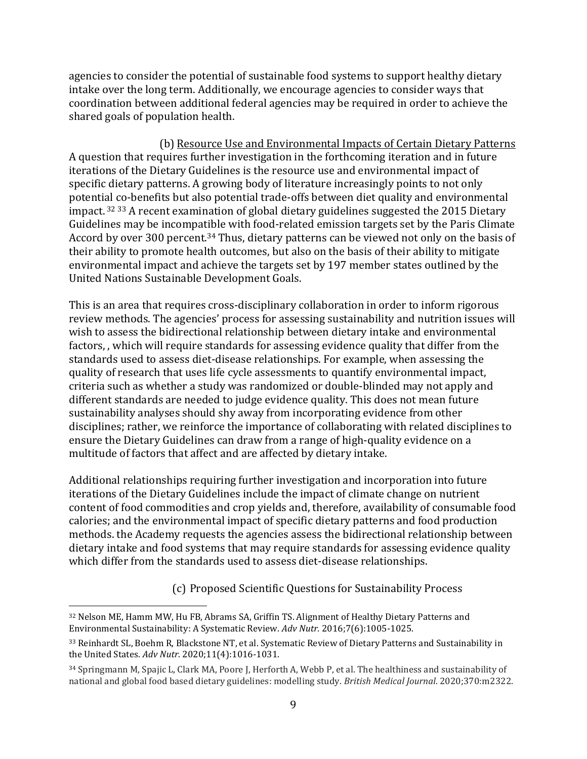agencies to consider the potential of sustainable food systems to support healthy dietary intake over the long term. Additionally, we encourage agencies to consider ways that coordination between additional federal agencies may be required in order to achieve the shared goals of population health.

### (b) Resource Use and Environmental Impacts of Certain Dietary Patterns

A question that requires further investigation in the forthcoming iteration and in future iterations of the Dietary Guidelines is the resource use and environmental impact of specific dietary patterns. A growing body of literature increasingly points to not only potential co-benefits but also potential trade-offs between diet quality and environmental impact.[32] [33] A recent examination of global dietary guidelines suggested the 2015 Dietary Guidelines may be incompatible with food-related emission targets set by the Paris Climate Accord by over 300 percent.[34] Thus, dietary patterns can be viewed not only on the basis of their ability to promote health outcomes, but also on the basis of their ability to mitigate environmental impact and achieve the targets set by 197 member states outlined by the United Nations Sustainable Development Goals.

This is an area that requires cross-disciplinary collaboration in order to inform rigorous review methods. The agencies' process for assessing sustainability and nutrition issues will wish to assess the bidirectional relationship between dietary intake and environmental factors, , which will require standards for assessing evidence quality that differ from the standards used to assess diet-disease relationships. For example, when assessing the quality of research that uses life cycle assessments to quantify environmental impact, criteria such as whether a study was randomized or double-blinded may not apply and different standards are needed to judge evidence quality. This does not mean future sustainability analyses should shy away from incorporating evidence from other disciplines; rather, we reinforce the importance of collaborating with related disciplines to ensure the Dietary Guidelines can draw from a range of high-quality evidence on a multitude of factors that affect and are affected by dietary intake.

Additional relationships requiring further investigation and incorporation into future iterations of the Dietary Guidelines include the impact of climate change on nutrient content of food commodities and crop yields and, therefore, availability of consumable food calories; and the environmental impact of specific dietary patterns and food production methods. the Academy requests the agencies assess the bidirectional relationship between dietary intake and food systems that may require standards for assessing evidence quality which differ from the standards used to assess diet-disease relationships.

### (c) Proposed Scientific Questions for Sustainability Process

---

[32] Nelson ME, Hamm MW, Hu FB, Abrams SA, Griffin TS. Alignment of Healthy Dietary Patterns and Environmental Sustainability: A Systematic Review. *Adv Nutr.* 2016;7(6):1005-1025.

[33] Reinhardt SL, Boehm R, Blackstone NT, et al. Systematic Review of Dietary Patterns and Sustainability in the United States. *Adv Nutr.* 2020;11(4):1016-1031.

[34] Springmann M, Spajic L, Clark MA, Poore J, Herforth A, Webb P, et al. The healthiness and sustainability of national and global food based dietary guidelines: modelling study. *British Medical Journal*. 2020;370:m2322.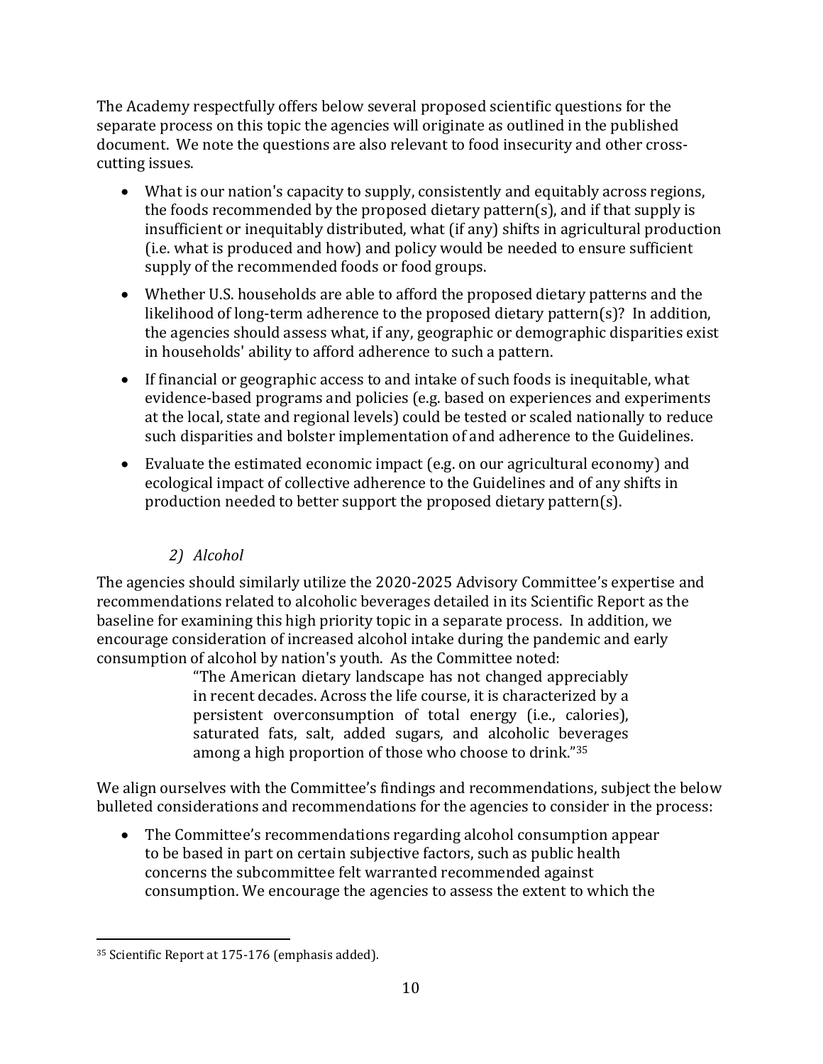The Academy respectfully offers below several proposed scientific questions for the separate process on this topic the agencies will originate as outlined in the published document. We note the questions are also relevant to food insecurity and other cross-cutting issues.

- What is our nation's capacity to supply, consistently and equitably across regions, the foods recommended by the proposed dietary pattern(s), and if that supply is insufficient or inequitably distributed, what (if any) shifts in agricultural production (i.e. what is produced and how) and policy would be needed to ensure sufficient supply of the recommended foods or food groups.
- Whether U.S. households are able to afford the proposed dietary patterns and the likelihood of long-term adherence to the proposed dietary pattern(s)? In addition, the agencies should assess what, if any, geographic or demographic disparities exist in households' ability to afford adherence to such a pattern.
- If financial or geographic access to and intake of such foods is inequitable, what evidence-based programs and policies (e.g. based on experiences and experiments at the local, state and regional levels) could be tested or scaled nationally to reduce such disparities and bolster implementation of and adherence to the Guidelines.
- Evaluate the estimated economic impact (e.g. on our agricultural economy) and ecological impact of collective adherence to the Guidelines and of any shifts in production needed to better support the proposed dietary pattern(s).

*2) Alcohol*

The agencies should similarly utilize the 2020-2025 Advisory Committee's expertise and recommendations related to alcoholic beverages detailed in its Scientific Report as the baseline for examining this high priority topic in a separate process. In addition, we encourage consideration of increased alcohol intake during the pandemic and early consumption of alcohol by nation's youth. As the Committee noted:

> "The American dietary landscape has not changed appreciably in recent decades. Across the life course, it is characterized by a persistent overconsumption of total energy (i.e., calories), saturated fats, salt, added sugars, and alcoholic beverages among a high proportion of those who choose to drink."[35]

We align ourselves with the Committee's findings and recommendations, subject the below bulleted considerations and recommendations for the agencies to consider in the process:

- The Committee's recommendations regarding alcohol consumption appear to be based in part on certain subjective factors, such as public health concerns the subcommittee felt warranted recommended against consumption. We encourage the agencies to assess the extent to which the

[35] Scientific Report at 175-176 (emphasis added).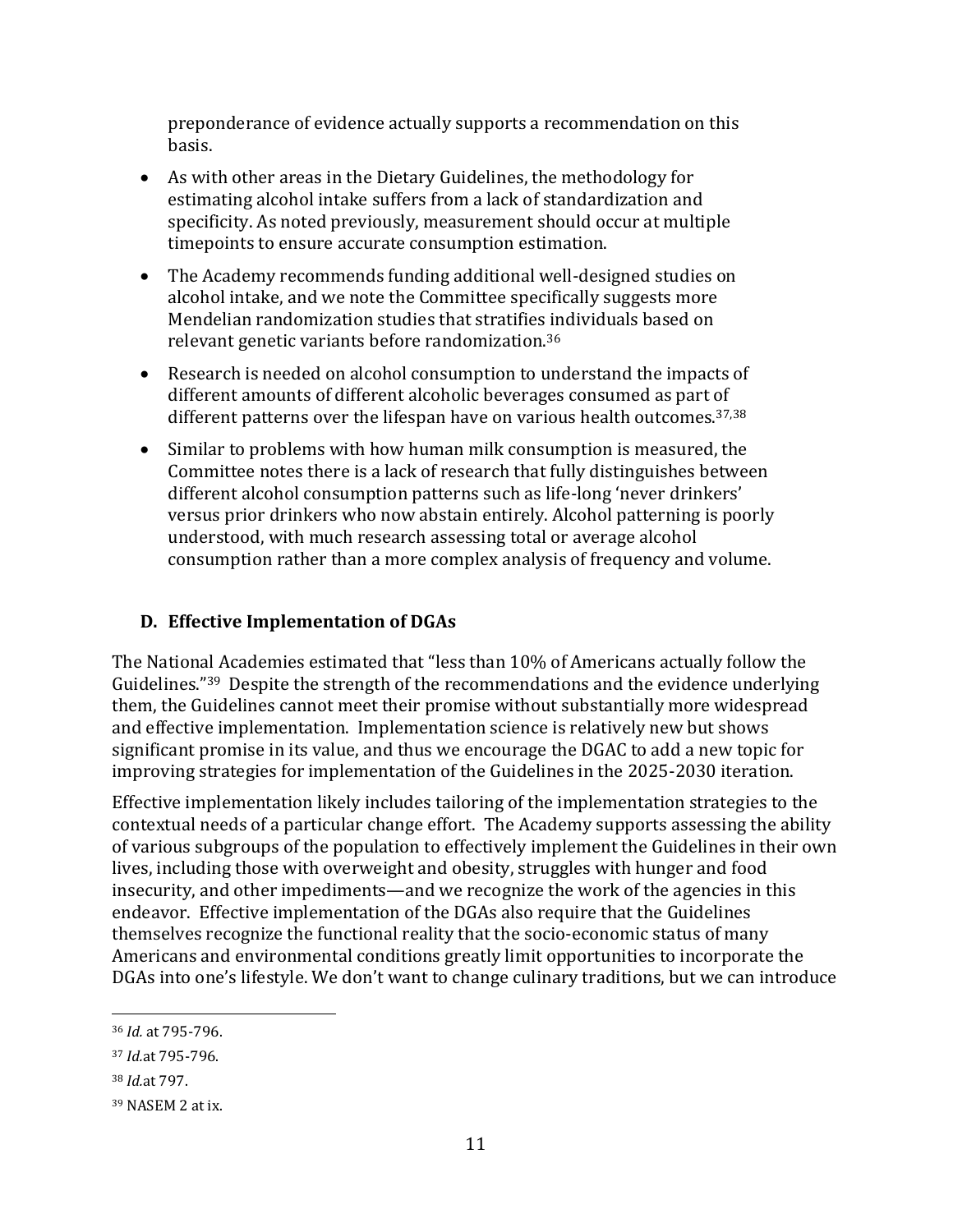preponderance of evidence actually supports a recommendation on this basis.

- As with other areas in the Dietary Guidelines, the methodology for estimating alcohol intake suffers from a lack of standardization and specificity. As noted previously, measurement should occur at multiple timepoints to ensure accurate consumption estimation.
- The Academy recommends funding additional well-designed studies on alcohol intake, and we note the Committee specifically suggests more Mendelian randomization studies that stratifies individuals based on relevant genetic variants before randomization.[36]
- Research is needed on alcohol consumption to understand the impacts of different amounts of different alcoholic beverages consumed as part of different patterns over the lifespan have on various health outcomes.[37,38]
- Similar to problems with how human milk consumption is measured, the Committee notes there is a lack of research that fully distinguishes between different alcohol consumption patterns such as life-long 'never drinkers' versus prior drinkers who now abstain entirely. Alcohol patterning is poorly understood, with much research assessing total or average alcohol consumption rather than a more complex analysis of frequency and volume.

### D. Effective Implementation of DGAs

The National Academies estimated that "less than 10% of Americans actually follow the Guidelines."[39] Despite the strength of the recommendations and the evidence underlying them, the Guidelines cannot meet their promise without substantially more widespread and effective implementation. Implementation science is relatively new but shows significant promise in its value, and thus we encourage the DGAC to add a new topic for improving strategies for implementation of the Guidelines in the 2025-2030 iteration.

Effective implementation likely includes tailoring of the implementation strategies to the contextual needs of a particular change effort. The Academy supports assessing the ability of various subgroups of the population to effectively implement the Guidelines in their own lives, including those with overweight and obesity, struggles with hunger and food insecurity, and other impediments—and we recognize the work of the agencies in this endeavor. Effective implementation of the DGAs also require that the Guidelines themselves recognize the functional reality that the socio-economic status of many Americans and environmental conditions greatly limit opportunities to incorporate the DGAs into one's lifestyle. We don't want to change culinary traditions, but we can introduce

---

[36] *Id.* at 795-796.

[37] *Id.*at 795-796.

[38] *Id.*at 797.

[39] NASEM 2 at ix.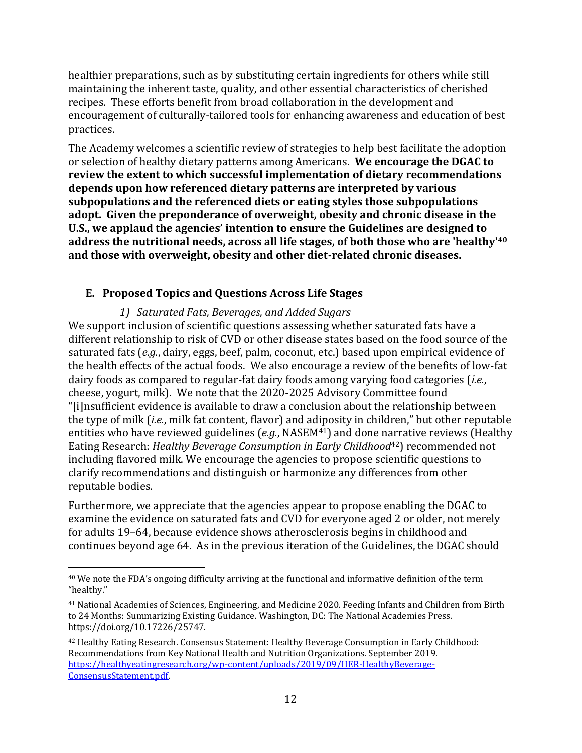healthier preparations, such as by substituting certain ingredients for others while still maintaining the inherent taste, quality, and other essential characteristics of cherished recipes. These efforts benefit from broad collaboration in the development and encouragement of culturally-tailored tools for enhancing awareness and education of best practices.

The Academy welcomes a scientific review of strategies to help best facilitate the adoption or selection of healthy dietary patterns among Americans. **We encourage the DGAC to review the extent to which successful implementation of dietary recommendations depends upon how referenced dietary patterns are interpreted by various subpopulations and the referenced diets or eating styles those subpopulations adopt. Given the preponderance of overweight, obesity and chronic disease in the U.S., we applaud the agencies' intention to ensure the Guidelines are designed to address the nutritional needs, across all life stages, of both those who are 'healthy'[40] and those with overweight, obesity and other diet-related chronic diseases.**

## E. Proposed Topics and Questions Across Life Stages

### *1) Saturated Fats, Beverages, and Added Sugars*

We support inclusion of scientific questions assessing whether saturated fats have a different relationship to risk of CVD or other disease states based on the food source of the saturated fats (*e.g.*, dairy, eggs, beef, palm, coconut, etc.) based upon empirical evidence of the health effects of the actual foods. We also encourage a review of the benefits of low-fat dairy foods as compared to regular-fat dairy foods among varying food categories (*i.e.*, cheese, yogurt, milk). We note that the 2020-2025 Advisory Committee found "[i]nsufficient evidence is available to draw a conclusion about the relationship between the type of milk (*i.e.*, milk fat content, flavor) and adiposity in children," but other reputable entities who have reviewed guidelines (*e.g.*, NASEM[41]) and done narrative reviews (Healthy Eating Research: *Healthy Beverage Consumption in Early Childhood*[42]) recommended not including flavored milk. We encourage the agencies to propose scientific questions to clarify recommendations and distinguish or harmonize any differences from other reputable bodies.

Furthermore, we appreciate that the agencies appear to propose enabling the DGAC to examine the evidence on saturated fats and CVD for everyone aged 2 or older, not merely for adults 19–64, because evidence shows atherosclerosis begins in childhood and continues beyond age 64. As in the previous iteration of the Guidelines, the DGAC should

---

[40] We note the FDA's ongoing difficulty arriving at the functional and informative definition of the term "healthy."

[41] National Academies of Sciences, Engineering, and Medicine 2020. Feeding Infants and Children from Birth to 24 Months: Summarizing Existing Guidance. Washington, DC: The National Academies Press. https://doi.org/10.17226/25747.

[42] Healthy Eating Research. Consensus Statement: Healthy Beverage Consumption in Early Childhood: Recommendations from Key National Health and Nutrition Organizations. September 2019. https://healthyeatingresearch.org/wp-content/uploads/2019/09/HER-HealthyBeverage-ConsensusStatement.pdf.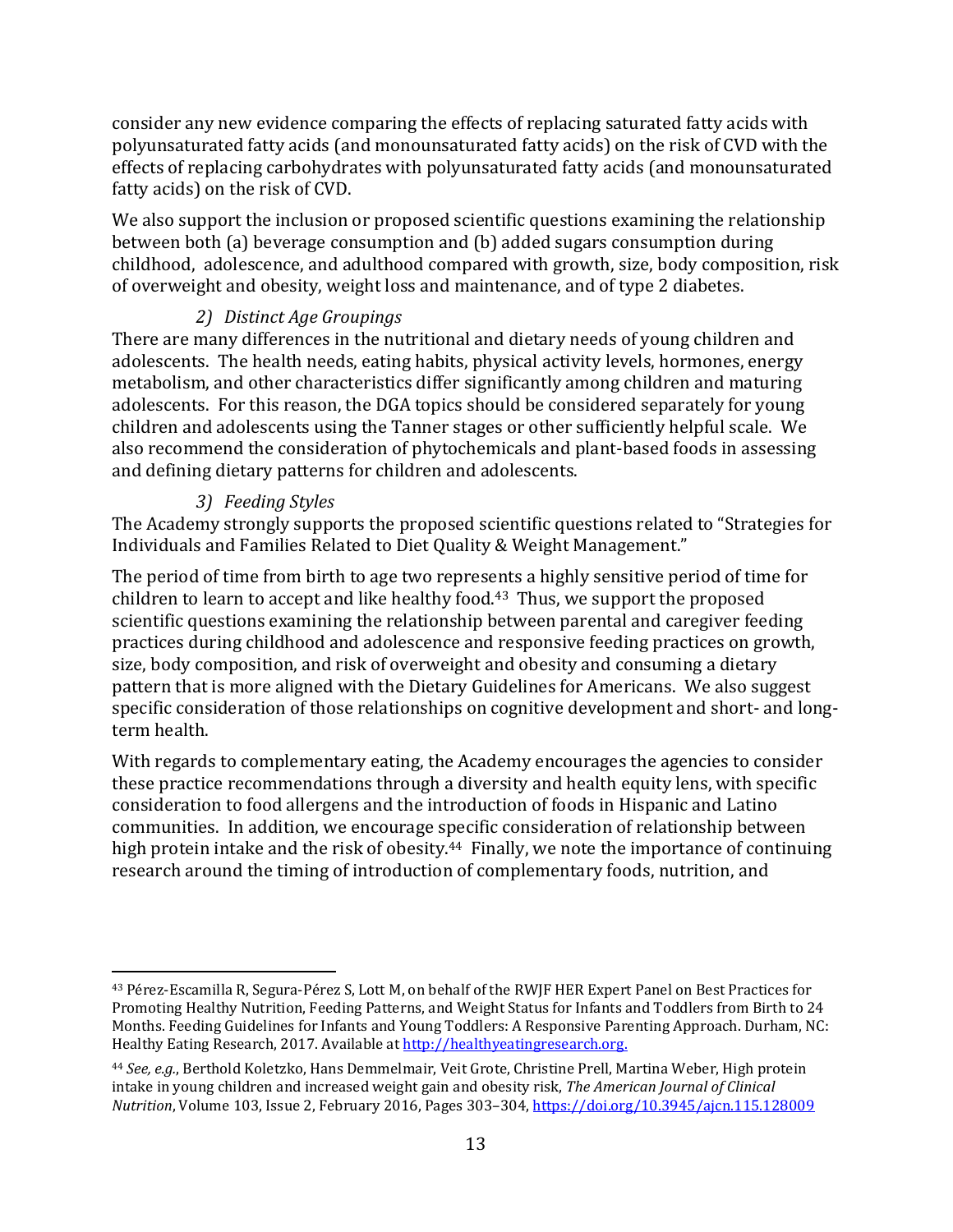consider any new evidence comparing the effects of replacing saturated fatty acids with polyunsaturated fatty acids (and monounsaturated fatty acids) on the risk of CVD with the effects of replacing carbohydrates with polyunsaturated fatty acids (and monounsaturated fatty acids) on the risk of CVD.

We also support the inclusion or proposed scientific questions examining the relationship between both (a) beverage consumption and (b) added sugars consumption during childhood, adolescence, and adulthood compared with growth, size, body composition, risk of overweight and obesity, weight loss and maintenance, and of type 2 diabetes.

*2) Distinct Age Groupings*

There are many differences in the nutritional and dietary needs of young children and adolescents. The health needs, eating habits, physical activity levels, hormones, energy metabolism, and other characteristics differ significantly among children and maturing adolescents. For this reason, the DGA topics should be considered separately for young children and adolescents using the Tanner stages or other sufficiently helpful scale. We also recommend the consideration of phytochemicals and plant-based foods in assessing and defining dietary patterns for children and adolescents.

*3) Feeding Styles*

The Academy strongly supports the proposed scientific questions related to "Strategies for Individuals and Families Related to Diet Quality & Weight Management."

The period of time from birth to age two represents a highly sensitive period of time for children to learn to accept and like healthy food.[43] Thus, we support the proposed scientific questions examining the relationship between parental and caregiver feeding practices during childhood and adolescence and responsive feeding practices on growth, size, body composition, and risk of overweight and obesity and consuming a dietary pattern that is more aligned with the Dietary Guidelines for Americans. We also suggest specific consideration of those relationships on cognitive development and short- and long-term health.

With regards to complementary eating, the Academy encourages the agencies to consider these practice recommendations through a diversity and health equity lens, with specific consideration to food allergens and the introduction of foods in Hispanic and Latino communities. In addition, we encourage specific consideration of relationship between high protein intake and the risk of obesity.[44] Finally, we note the importance of continuing research around the timing of introduction of complementary foods, nutrition, and

---

[43] Pérez-Escamilla R, Segura-Pérez S, Lott M, on behalf of the RWJF HER Expert Panel on Best Practices for Promoting Healthy Nutrition, Feeding Patterns, and Weight Status for Infants and Toddlers from Birth to 24 Months. Feeding Guidelines for Infants and Young Toddlers: A Responsive Parenting Approach. Durham, NC: Healthy Eating Research, 2017. Available at http://healthyeatingresearch.org.

[44] *See, e.g.*, Berthold Koletzko, Hans Demmelmair, Veit Grote, Christine Prell, Martina Weber, High protein intake in young children and increased weight gain and obesity risk, *The American Journal of Clinical Nutrition*, Volume 103, Issue 2, February 2016, Pages 303–304, https://doi.org/10.3945/ajcn.115.128009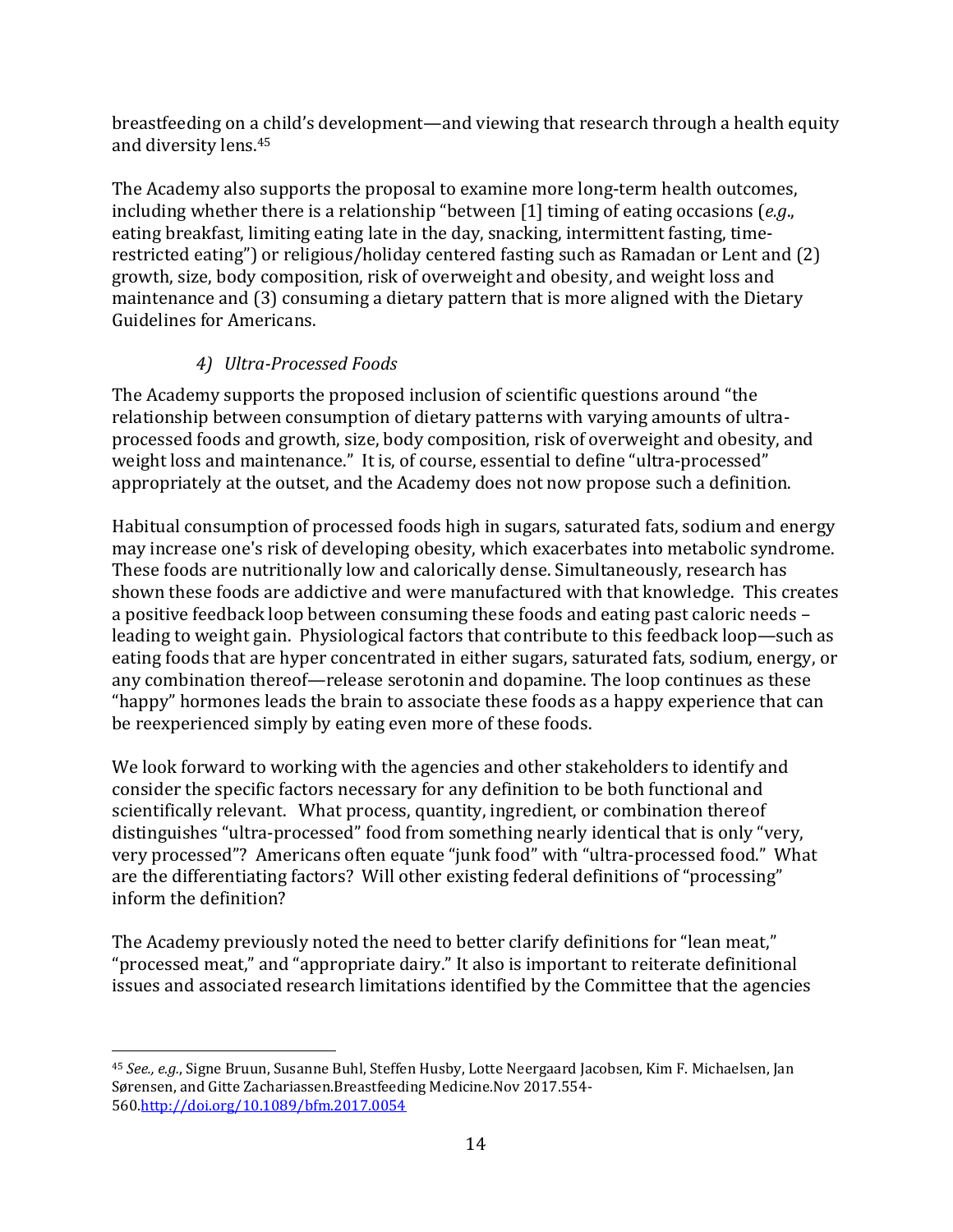breastfeeding on a child's development—and viewing that research through a health equity and diversity lens.[45]

The Academy also supports the proposal to examine more long-term health outcomes, including whether there is a relationship "between [1] timing of eating occasions (*e.g*., eating breakfast, limiting eating late in the day, snacking, intermittent fasting, time-restricted eating") or religious/holiday centered fasting such as Ramadan or Lent and (2) growth, size, body composition, risk of overweight and obesity, and weight loss and maintenance and (3) consuming a dietary pattern that is more aligned with the Dietary Guidelines for Americans.

### *4) Ultra-Processed Foods*

The Academy supports the proposed inclusion of scientific questions around "the relationship between consumption of dietary patterns with varying amounts of ultra-processed foods and growth, size, body composition, risk of overweight and obesity, and weight loss and maintenance." It is, of course, essential to define "ultra-processed" appropriately at the outset, and the Academy does not now propose such a definition.

Habitual consumption of processed foods high in sugars, saturated fats, sodium and energy may increase one's risk of developing obesity, which exacerbates into metabolic syndrome. These foods are nutritionally low and calorically dense. Simultaneously, research has shown these foods are addictive and were manufactured with that knowledge. This creates a positive feedback loop between consuming these foods and eating past caloric needs – leading to weight gain. Physiological factors that contribute to this feedback loop—such as eating foods that are hyper concentrated in either sugars, saturated fats, sodium, energy, or any combination thereof—release serotonin and dopamine. The loop continues as these "happy" hormones leads the brain to associate these foods as a happy experience that can be reexperienced simply by eating even more of these foods.

We look forward to working with the agencies and other stakeholders to identify and consider the specific factors necessary for any definition to be both functional and scientifically relevant. What process, quantity, ingredient, or combination thereof distinguishes "ultra-processed" food from something nearly identical that is only "very, very processed"? Americans often equate "junk food" with "ultra-processed food." What are the differentiating factors? Will other existing federal definitions of "processing" inform the definition?

The Academy previously noted the need to better clarify definitions for "lean meat," "processed meat," and "appropriate dairy." It also is important to reiterate definitional issues and associated research limitations identified by the Committee that the agencies

---

[45] *See., e.g.*, Signe Bruun, Susanne Buhl, Steffen Husby, Lotte Neergaard Jacobsen, Kim F. Michaelsen, Jan Sørensen, and Gitte Zachariassen.Breastfeeding Medicine.Nov 2017.554-560.http://doi.org/10.1089/bfm.2017.0054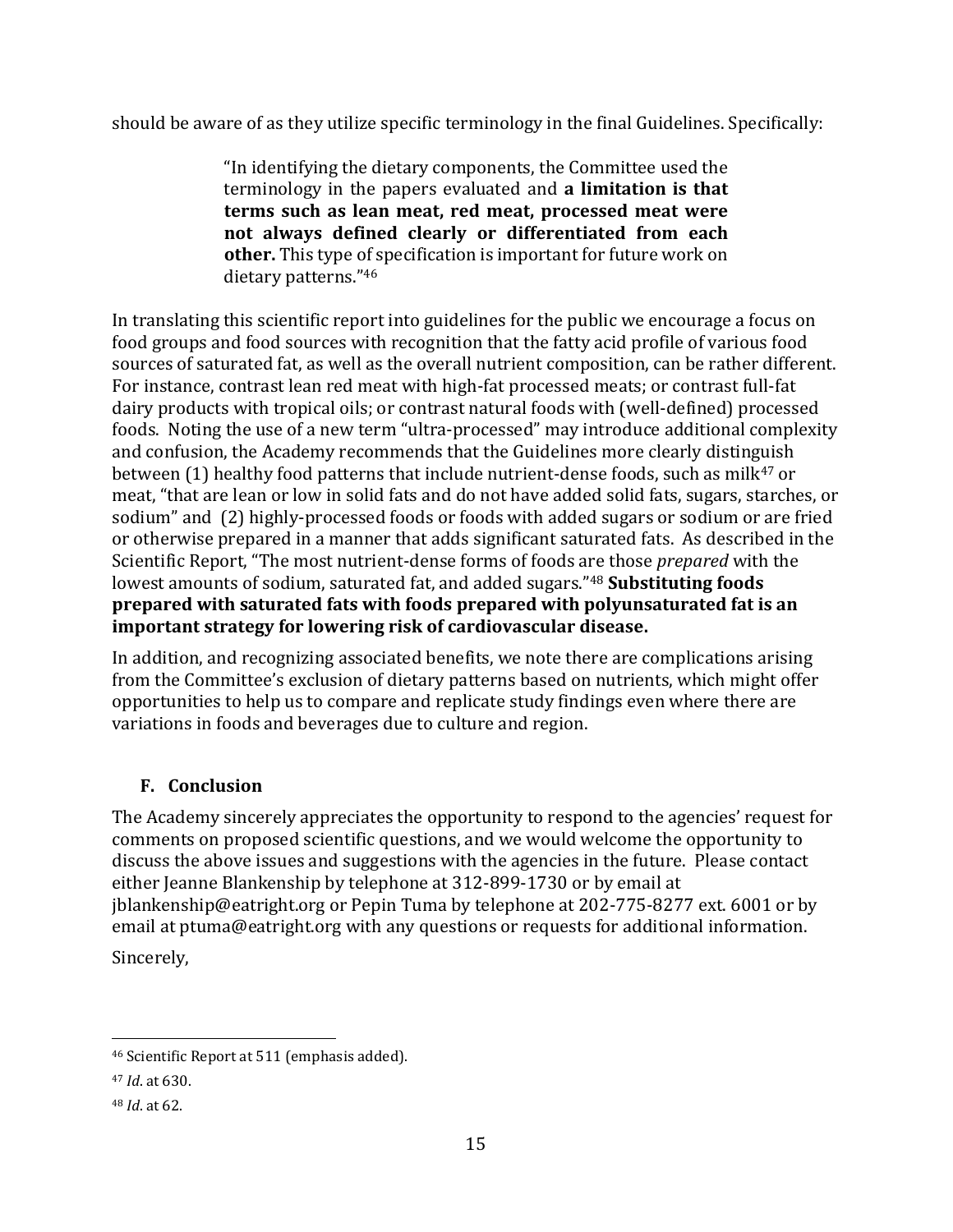should be aware of as they utilize specific terminology in the final Guidelines. Specifically:

> "In identifying the dietary components, the Committee used the terminology in the papers evaluated and **a limitation is that terms such as lean meat, red meat, processed meat were not always defined clearly or differentiated from each other.** This type of specification is important for future work on dietary patterns."[46]

In translating this scientific report into guidelines for the public we encourage a focus on food groups and food sources with recognition that the fatty acid profile of various food sources of saturated fat, as well as the overall nutrient composition, can be rather different. For instance, contrast lean red meat with high-fat processed meats; or contrast full-fat dairy products with tropical oils; or contrast natural foods with (well-defined) processed foods. Noting the use of a new term "ultra-processed" may introduce additional complexity and confusion, the Academy recommends that the Guidelines more clearly distinguish between (1) healthy food patterns that include nutrient-dense foods, such as milk[47] or meat, "that are lean or low in solid fats and do not have added solid fats, sugars, starches, or sodium" and (2) highly-processed foods or foods with added sugars or sodium or are fried or otherwise prepared in a manner that adds significant saturated fats. As described in the Scientific Report, "The most nutrient-dense forms of foods are those *prepared* with the lowest amounts of sodium, saturated fat, and added sugars."[48] **Substituting foods prepared with saturated fats with foods prepared with polyunsaturated fat is an important strategy for lowering risk of cardiovascular disease.**

In addition, and recognizing associated benefits, we note there are complications arising from the Committee's exclusion of dietary patterns based on nutrients, which might offer opportunities to help us to compare and replicate study findings even where there are variations in foods and beverages due to culture and region.

### F. Conclusion

The Academy sincerely appreciates the opportunity to respond to the agencies' request for comments on proposed scientific questions, and we would welcome the opportunity to discuss the above issues and suggestions with the agencies in the future. Please contact either Jeanne Blankenship by telephone at 312-899-1730 or by email at jblankenship@eatright.org or Pepin Tuma by telephone at 202-775-8277 ext. 6001 or by email at ptuma@eatright.org with any questions or requests for additional information.

Sincerely,

---

[46] Scientific Report at 511 (emphasis added).

[47] *Id*. at 630.

[48] *Id*. at 62.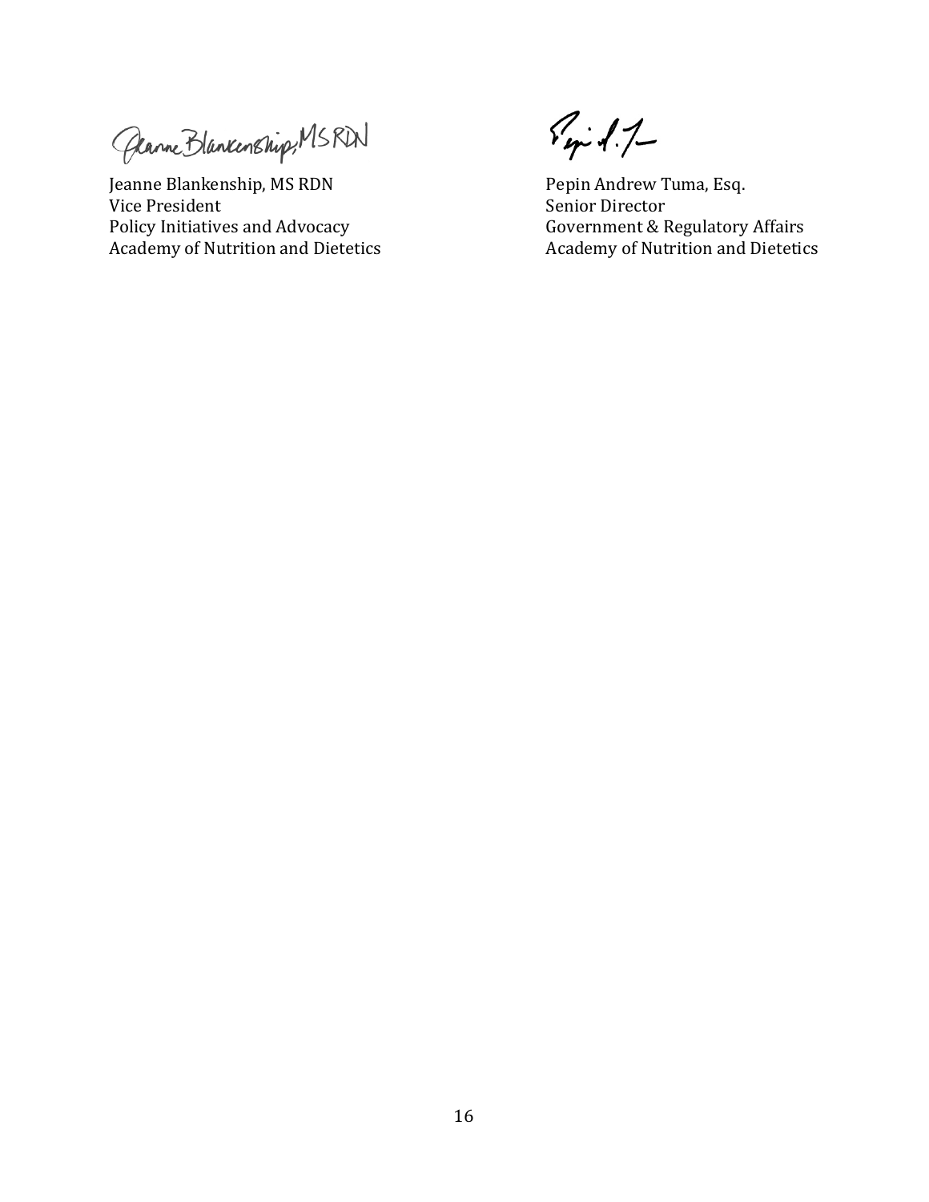Jeanne Blankenship, MS RDN
Vice President
Policy Initiatives and Advocacy
Academy of Nutrition and Dietetics

Pepin Andrew Tuma, Esq.
Senior Director
Government & Regulatory Affairs
Academy of Nutrition and Dietetics